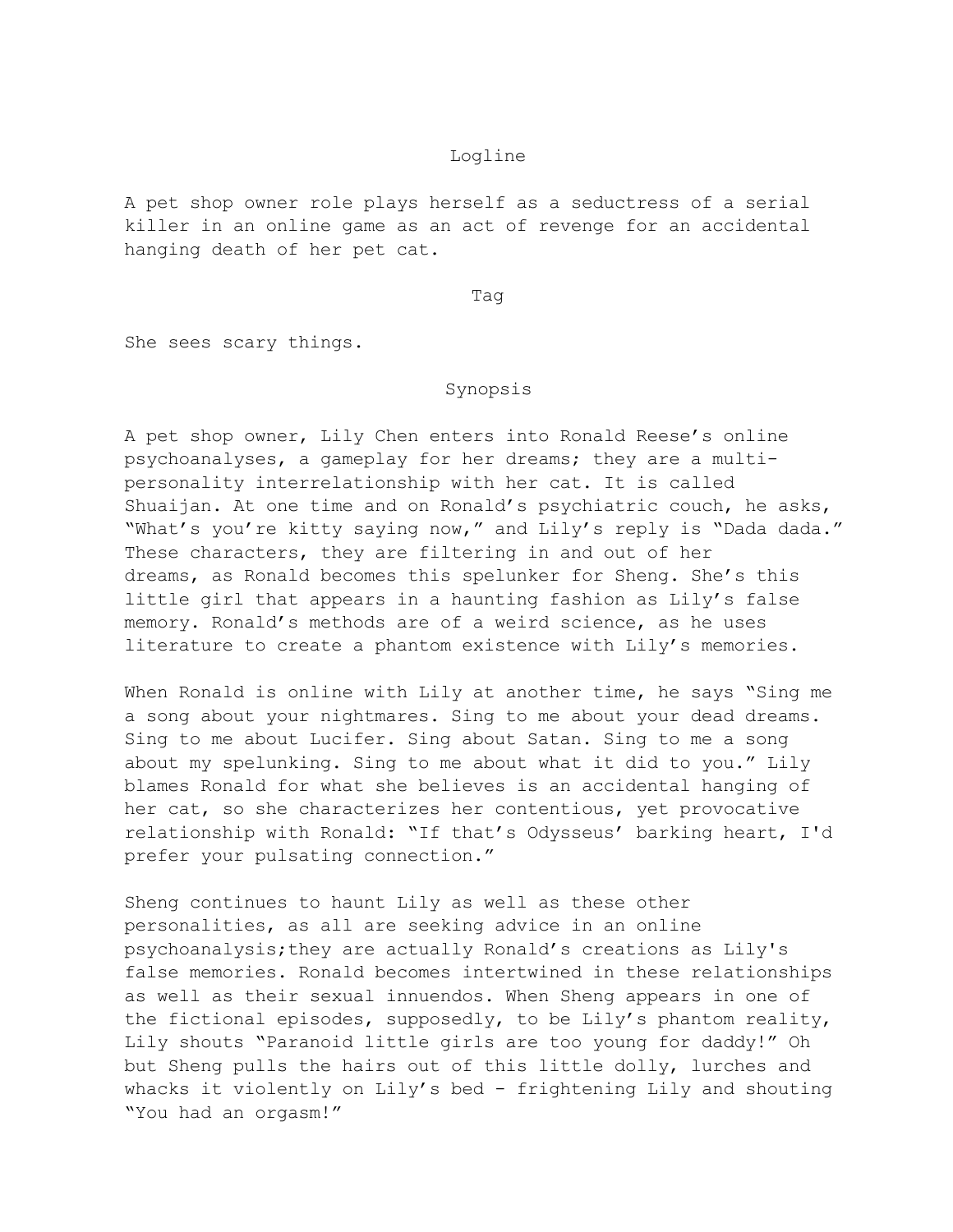## Logline

A pet shop owner role plays herself as a seductress of a serial killer in an online game as an act of revenge for an accidental hanging death of her pet cat.

## Tag

She sees scary things.

## Synopsis

A pet shop owner, Lily Chen enters into Ronald Reese's online psychoanalyses, a gameplay for her dreams; they are a multi-personality interrelationship with her cat. It is called Shuaijan. At one time and on Ronald's psychiatric couch, he asks, "What's you're kitty saying now," and Lily's reply is "Dada dada." These characters, they are filtering in and out of her dreams, as Ronald becomes this spelunker for Sheng. She's this little girl that appears in a haunting fashion as Lily's false memory. Ronald's methods are of a weird science, as he uses literature to create a phantom existence with Lily's memories.

When Ronald is online with Lily at another time, he says "Sing me a song about your nightmares. Sing to me about your dead dreams. Sing to me about Lucifer. Sing about Satan. Sing to me a song about my spelunking. Sing to me about what it did to you." Lily blames Ronald for what she believes is an accidental hanging of her cat, so she characterizes her contentious, yet provocative relationship with Ronald: "If that's Odysseus' barking heart, I'd prefer your pulsating connection."

Sheng continues to haunt Lily as well as these other personalities, as all are seeking advice in an online psychoanalysis;they are actually Ronald's creations as Lily's false memories. Ronald becomes intertwined in these relationships as well as their sexual innuendos. When Sheng appears in one of the fictional episodes, supposedly, to be Lily's phantom reality, Lily shouts "Paranoid little girls are too young for daddy!" Oh but Sheng pulls the hairs out of this little dolly, lurches and whacks it violently on Lily's bed - frightening Lily and shouting "You had an orgasm!"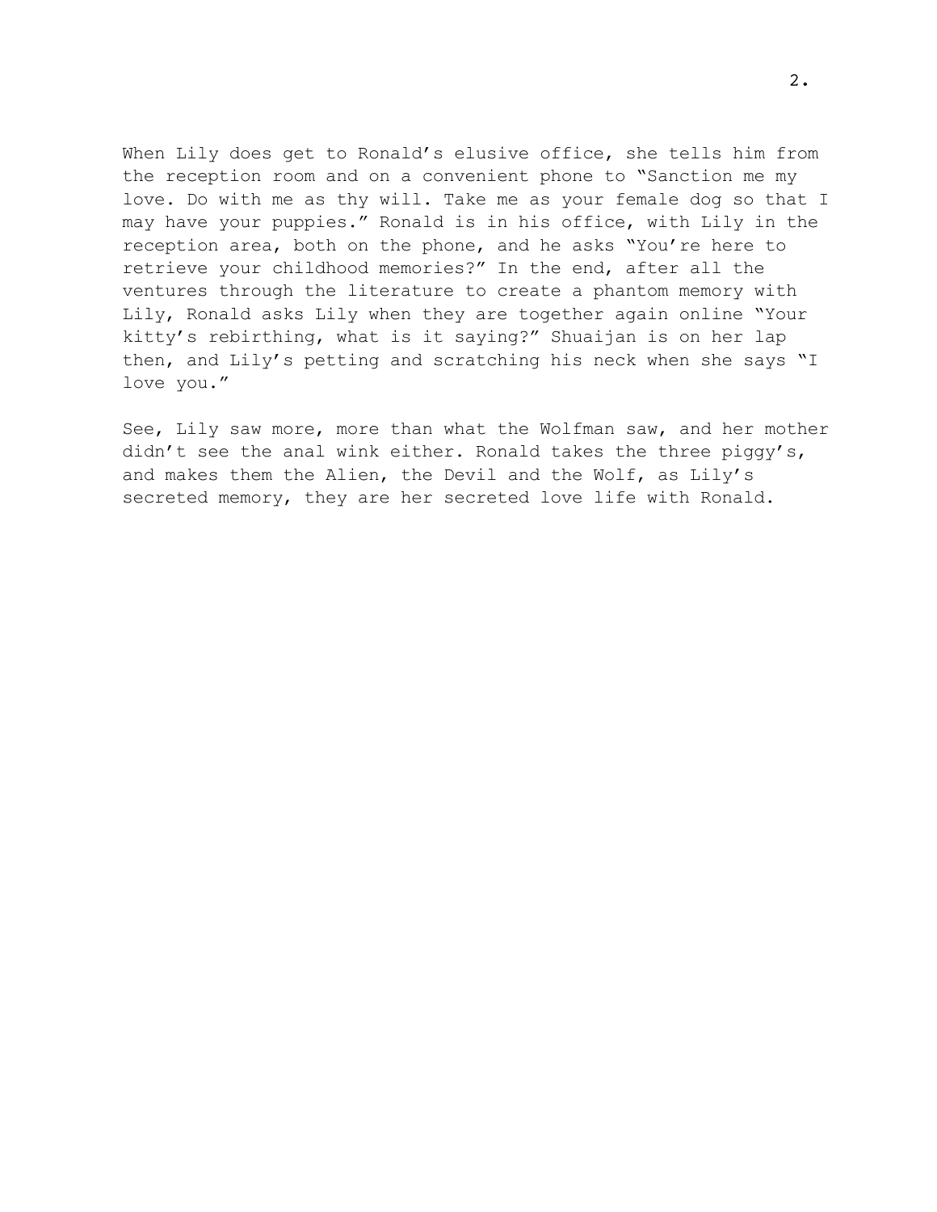When Lily does get to Ronald's elusive office, she tells him from the reception room and on a convenient phone to "Sanction me my love. Do with me as thy will. Take me as your female dog so that I may have your puppies." Ronald is in his office, with Lily in the reception area, both on the phone, and he asks "You're here to retrieve your childhood memories?" In the end, after all the ventures through the literature to create a phantom memory with Lily, Ronald asks Lily when they are together again online "Your kitty's rebirthing, what is it saying?" Shuaijan is on her lap then, and Lily's petting and scratching his neck when she says "I love you."

See, Lily saw more, more than what the Wolfman saw, and her mother didn't see the anal wink either. Ronald takes the three piggy's, and makes them the Alien, the Devil and the Wolf, as Lily's secreted memory, they are her secreted love life with Ronald.